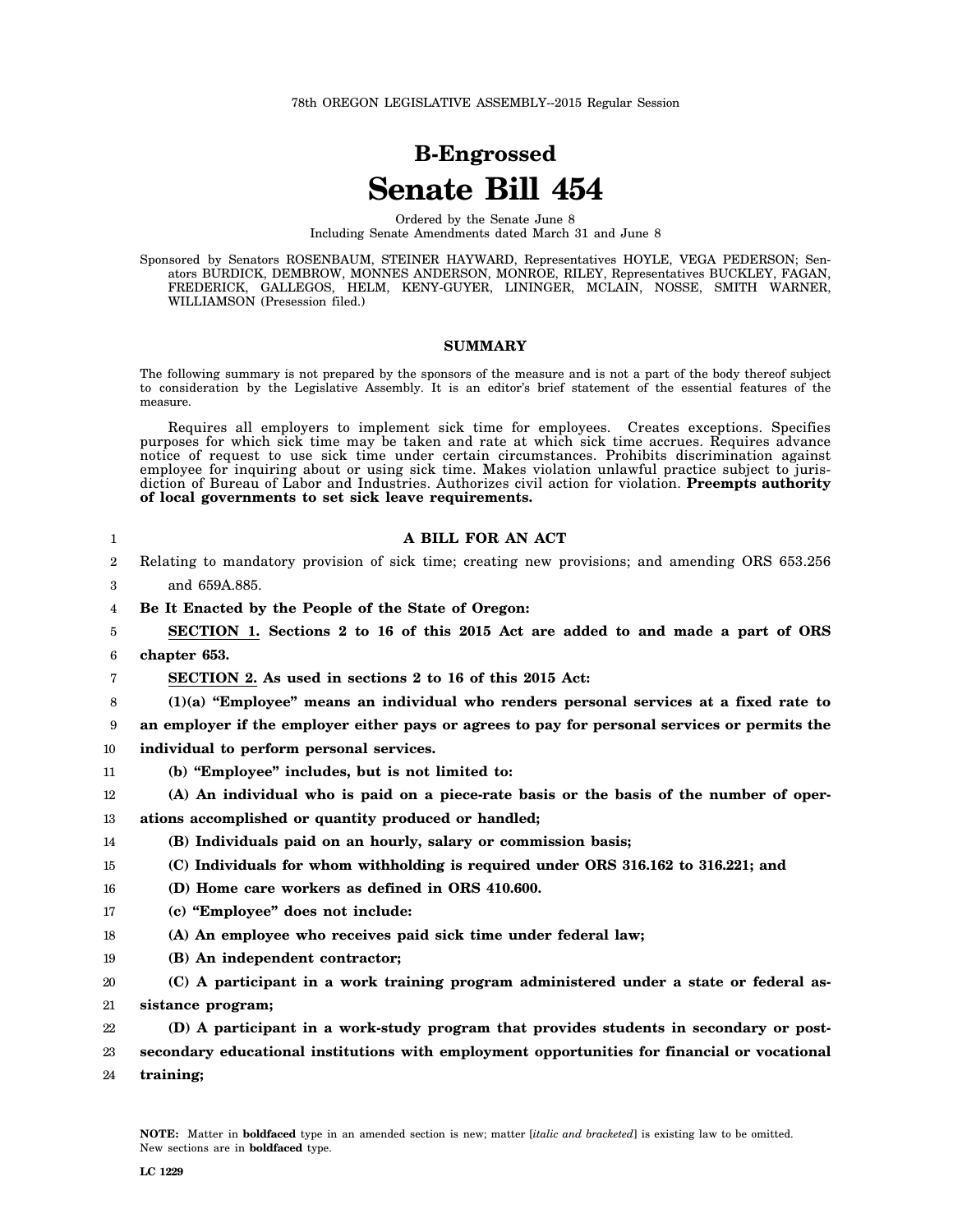78th OREGON LEGISLATIVE ASSEMBLY--2015 Regular Session

# B-Engrossed
# Senate Bill 454

Ordered by the Senate June 8
Including Senate Amendments dated March 31 and June 8

Sponsored by Senators ROSENBAUM, STEINER HAYWARD, Representatives HOYLE, VEGA PEDERSON; Senators BURDICK, DEMBROW, MONNES ANDERSON, MONROE, RILEY, Representatives BUCKLEY, FAGAN, FREDERICK, GALLEGOS, HELM, KENY-GUYER, LININGER, MCLAIN, NOSSE, SMITH WARNER, WILLIAMSON (Presession filed.)

## SUMMARY

The following summary is not prepared by the sponsors of the measure and is not a part of the body thereof subject to consideration by the Legislative Assembly. It is an editor's brief statement of the essential features of the measure.

Requires all employers to implement sick time for employees. Creates exceptions. Specifies purposes for which sick time may be taken and rate at which sick time accrues. Requires advance notice of request to use sick time under certain circumstances. Prohibits discrimination against employee for inquiring about or using sick time. Makes violation unlawful practice subject to jurisdiction of Bureau of Labor and Industries. Authorizes civil action for violation. **Preempts authority of local governments to set sick leave requirements.**

**A BILL FOR AN ACT**

Relating to mandatory provision of sick time; creating new provisions; and amending ORS 653.256 and 659A.885.

**Be It Enacted by the People of the State of Oregon:**

**SECTION 1. Sections 2 to 16 of this 2015 Act are added to and made a part of ORS chapter 653.**

**SECTION 2. As used in sections 2 to 16 of this 2015 Act:**

**(1)(a) "Employee" means an individual who renders personal services at a fixed rate to an employer if the employer either pays or agrees to pay for personal services or permits the individual to perform personal services.**

**(b) "Employee" includes, but is not limited to:**

**(A) An individual who is paid on a piece-rate basis or the basis of the number of operations accomplished or quantity produced or handled;**

**(B) Individuals paid on an hourly, salary or commission basis;**

**(C) Individuals for whom withholding is required under ORS 316.162 to 316.221; and**

**(D) Home care workers as defined in ORS 410.600.**

**(c) "Employee" does not include:**

**(A) An employee who receives paid sick time under federal law;**

**(B) An independent contractor;**

**(C) A participant in a work training program administered under a state or federal assistance program;**

**(D) A participant in a work-study program that provides students in secondary or post-secondary educational institutions with employment opportunities for financial or vocational training;**

**NOTE:** Matter in **boldfaced** type in an amended section is new; matter [*italic and bracketed*] is existing law to be omitted. New sections are in **boldfaced** type.

LC 1229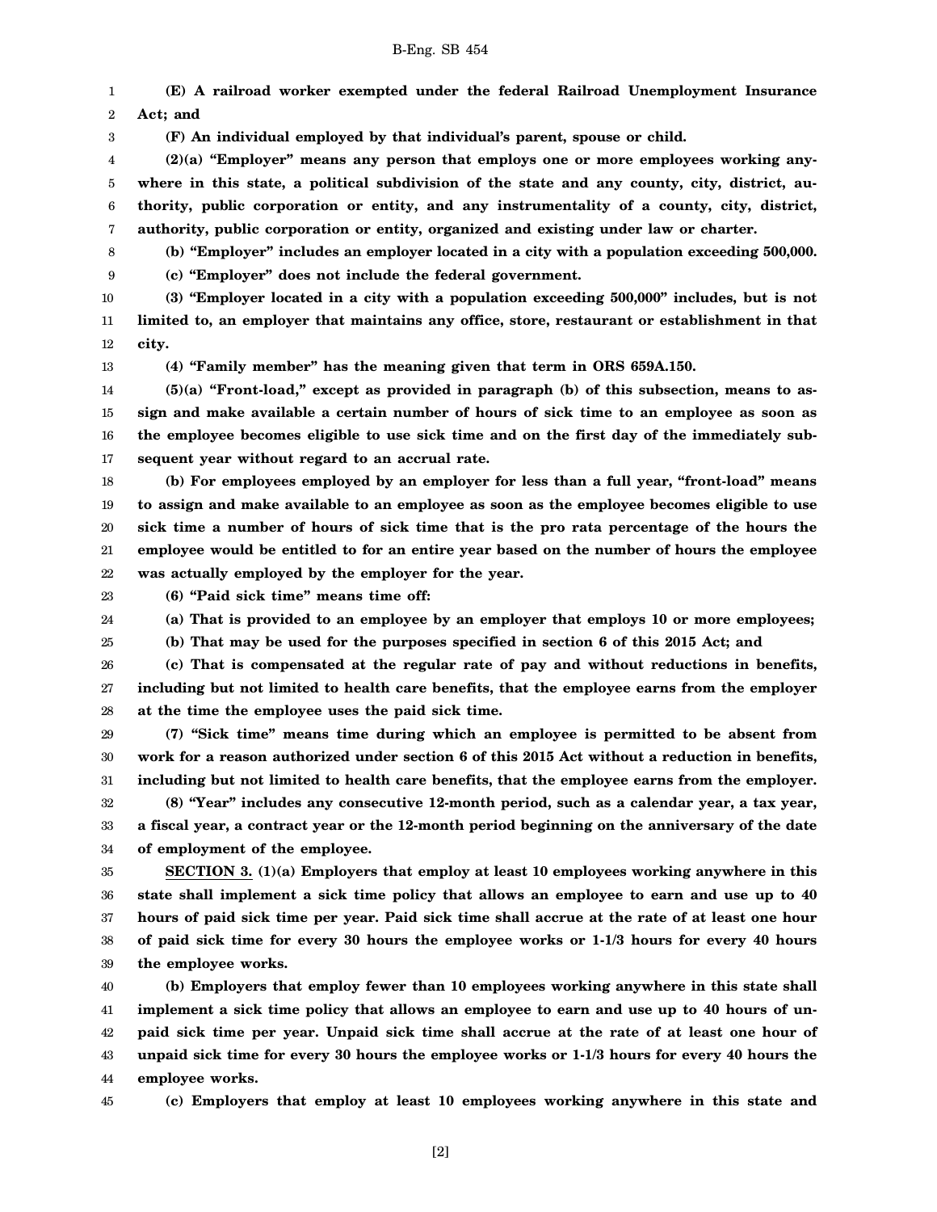**(E) A railroad worker exempted under the federal Railroad Unemployment Insurance Act; and**

**(F) An individual employed by that individual's parent, spouse or child.**

**(2)(a) "Employer" means any person that employs one or more employees working anywhere in this state, a political subdivision of the state and any county, city, district, authority, public corporation or entity, and any instrumentality of a county, city, district, authority, public corporation or entity, organized and existing under law or charter.**

**(b) "Employer" includes an employer located in a city with a population exceeding 500,000.**

**(c) "Employer" does not include the federal government.**

**(3) "Employer located in a city with a population exceeding 500,000" includes, but is not limited to, an employer that maintains any office, store, restaurant or establishment in that city.**

**(4) "Family member" has the meaning given that term in ORS 659A.150.**

**(5)(a) "Front-load," except as provided in paragraph (b) of this subsection, means to assign and make available a certain number of hours of sick time to an employee as soon as the employee becomes eligible to use sick time and on the first day of the immediately subsequent year without regard to an accrual rate.**

**(b) For employees employed by an employer for less than a full year, "front-load" means to assign and make available to an employee as soon as the employee becomes eligible to use sick time a number of hours of sick time that is the pro rata percentage of the hours the employee would be entitled to for an entire year based on the number of hours the employee was actually employed by the employer for the year.**

**(6) "Paid sick time" means time off:**

**(a) That is provided to an employee by an employer that employs 10 or more employees;**

**(b) That may be used for the purposes specified in section 6 of this 2015 Act; and**

**(c) That is compensated at the regular rate of pay and without reductions in benefits, including but not limited to health care benefits, that the employee earns from the employer at the time the employee uses the paid sick time.**

**(7) "Sick time" means time during which an employee is permitted to be absent from work for a reason authorized under section 6 of this 2015 Act without a reduction in benefits, including but not limited to health care benefits, that the employee earns from the employer.**

**(8) "Year" includes any consecutive 12-month period, such as a calendar year, a tax year, a fiscal year, a contract year or the 12-month period beginning on the anniversary of the date of employment of the employee.**

**SECTION 3. (1)(a) Employers that employ at least 10 employees working anywhere in this state shall implement a sick time policy that allows an employee to earn and use up to 40 hours of paid sick time per year. Paid sick time shall accrue at the rate of at least one hour of paid sick time for every 30 hours the employee works or 1-1/3 hours for every 40 hours the employee works.**

**(b) Employers that employ fewer than 10 employees working anywhere in this state shall implement a sick time policy that allows an employee to earn and use up to 40 hours of unpaid sick time per year. Unpaid sick time shall accrue at the rate of at least one hour of unpaid sick time for every 30 hours the employee works or 1-1/3 hours for every 40 hours the employee works.**

**(c) Employers that employ at least 10 employees working anywhere in this state and**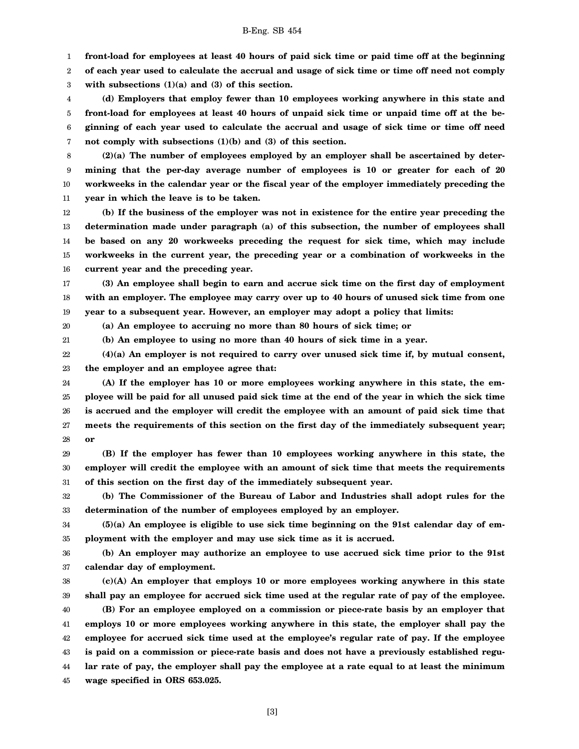**front-load for employees at least 40 hours of paid sick time or paid time off at the beginning of each year used to calculate the accrual and usage of sick time or time off need not comply with subsections (1)(a) and (3) of this section.**

**(d) Employers that employ fewer than 10 employees working anywhere in this state and front-load for employees at least 40 hours of unpaid sick time or unpaid time off at the beginning of each year used to calculate the accrual and usage of sick time or time off need not comply with subsections (1)(b) and (3) of this section.**

**(2)(a) The number of employees employed by an employer shall be ascertained by determining that the per-day average number of employees is 10 or greater for each of 20 workweeks in the calendar year or the fiscal year of the employer immediately preceding the year in which the leave is to be taken.**

**(b) If the business of the employer was not in existence for the entire year preceding the determination made under paragraph (a) of this subsection, the number of employees shall be based on any 20 workweeks preceding the request for sick time, which may include workweeks in the current year, the preceding year or a combination of workweeks in the current year and the preceding year.**

**(3) An employee shall begin to earn and accrue sick time on the first day of employment with an employer. The employee may carry over up to 40 hours of unused sick time from one year to a subsequent year. However, an employer may adopt a policy that limits:**

**(a) An employee to accruing no more than 80 hours of sick time; or**

**(b) An employee to using no more than 40 hours of sick time in a year.**

**(4)(a) An employer is not required to carry over unused sick time if, by mutual consent, the employer and an employee agree that:**

**(A) If the employer has 10 or more employees working anywhere in this state, the employee will be paid for all unused paid sick time at the end of the year in which the sick time is accrued and the employer will credit the employee with an amount of paid sick time that meets the requirements of this section on the first day of the immediately subsequent year; or**

**(B) If the employer has fewer than 10 employees working anywhere in this state, the employer will credit the employee with an amount of sick time that meets the requirements of this section on the first day of the immediately subsequent year.**

**(b) The Commissioner of the Bureau of Labor and Industries shall adopt rules for the determination of the number of employees employed by an employer.**

**(5)(a) An employee is eligible to use sick time beginning on the 91st calendar day of employment with the employer and may use sick time as it is accrued.**

**(b) An employer may authorize an employee to use accrued sick time prior to the 91st calendar day of employment.**

**(c)(A) An employer that employs 10 or more employees working anywhere in this state shall pay an employee for accrued sick time used at the regular rate of pay of the employee.**

**(B) For an employee employed on a commission or piece-rate basis by an employer that employs 10 or more employees working anywhere in this state, the employer shall pay the employee for accrued sick time used at the employee's regular rate of pay. If the employee is paid on a commission or piece-rate basis and does not have a previously established regular rate of pay, the employer shall pay the employee at a rate equal to at least the minimum wage specified in ORS 653.025.**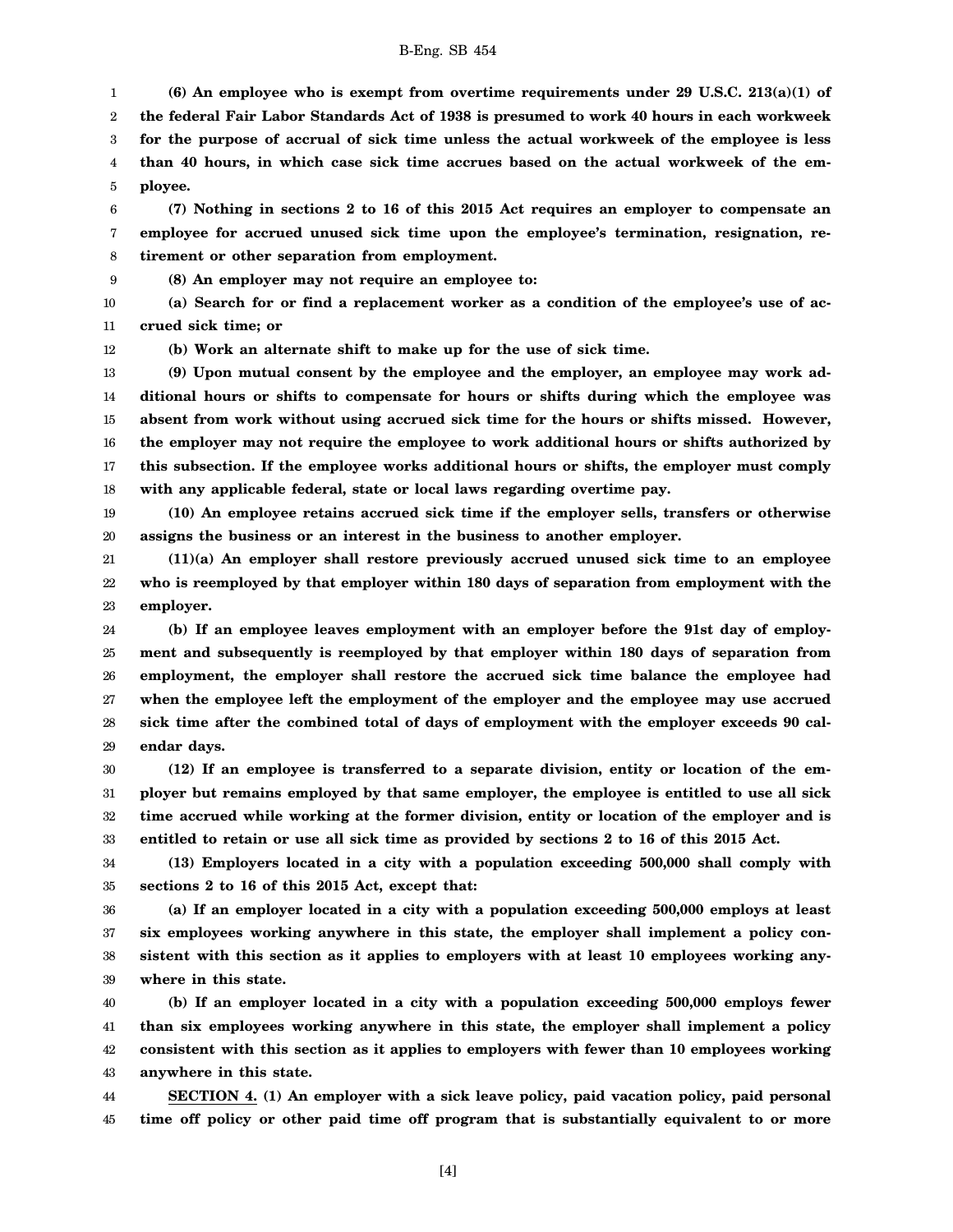**(6) An employee who is exempt from overtime requirements under 29 U.S.C. 213(a)(1) of the federal Fair Labor Standards Act of 1938 is presumed to work 40 hours in each workweek for the purpose of accrual of sick time unless the actual workweek of the employee is less than 40 hours, in which case sick time accrues based on the actual workweek of the employee.**

**(7) Nothing in sections 2 to 16 of this 2015 Act requires an employer to compensate an employee for accrued unused sick time upon the employee's termination, resignation, retirement or other separation from employment.**

**(8) An employer may not require an employee to:**

**(a) Search for or find a replacement worker as a condition of the employee's use of accrued sick time; or**

**(b) Work an alternate shift to make up for the use of sick time.**

**(9) Upon mutual consent by the employee and the employer, an employee may work additional hours or shifts to compensate for hours or shifts during which the employee was absent from work without using accrued sick time for the hours or shifts missed. However, the employer may not require the employee to work additional hours or shifts authorized by this subsection. If the employee works additional hours or shifts, the employer must comply with any applicable federal, state or local laws regarding overtime pay.**

**(10) An employee retains accrued sick time if the employer sells, transfers or otherwise assigns the business or an interest in the business to another employer.**

**(11)(a) An employer shall restore previously accrued unused sick time to an employee who is reemployed by that employer within 180 days of separation from employment with the employer.**

**(b) If an employee leaves employment with an employer before the 91st day of employment and subsequently is reemployed by that employer within 180 days of separation from employment, the employer shall restore the accrued sick time balance the employee had when the employee left the employment of the employer and the employee may use accrued sick time after the combined total of days of employment with the employer exceeds 90 calendar days.**

**(12) If an employee is transferred to a separate division, entity or location of the employer but remains employed by that same employer, the employee is entitled to use all sick time accrued while working at the former division, entity or location of the employer and is entitled to retain or use all sick time as provided by sections 2 to 16 of this 2015 Act.**

**(13) Employers located in a city with a population exceeding 500,000 shall comply with sections 2 to 16 of this 2015 Act, except that:**

**(a) If an employer located in a city with a population exceeding 500,000 employs at least six employees working anywhere in this state, the employer shall implement a policy consistent with this section as it applies to employers with at least 10 employees working anywhere in this state.**

**(b) If an employer located in a city with a population exceeding 500,000 employs fewer than six employees working anywhere in this state, the employer shall implement a policy consistent with this section as it applies to employers with fewer than 10 employees working anywhere in this state.**

**SECTION 4. (1) An employer with a sick leave policy, paid vacation policy, paid personal time off policy or other paid time off program that is substantially equivalent to or more**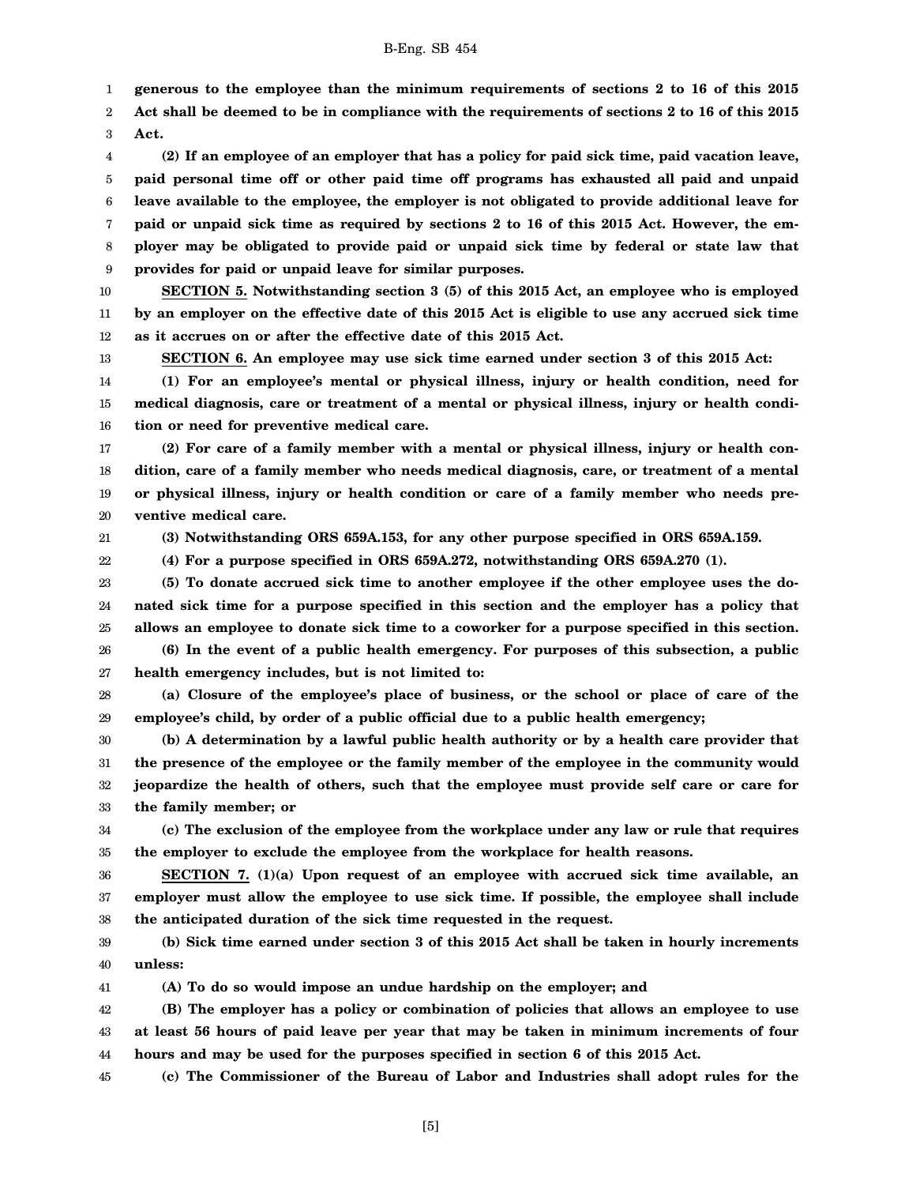**generous to the employee than the minimum requirements of sections 2 to 16 of this 2015 Act shall be deemed to be in compliance with the requirements of sections 2 to 16 of this 2015 Act.**

**(2) If an employee of an employer that has a policy for paid sick time, paid vacation leave, paid personal time off or other paid time off programs has exhausted all paid and unpaid leave available to the employee, the employer is not obligated to provide additional leave for paid or unpaid sick time as required by sections 2 to 16 of this 2015 Act. However, the employer may be obligated to provide paid or unpaid sick time by federal or state law that provides for paid or unpaid leave for similar purposes.**

**SECTION 5. Notwithstanding section 3 (5) of this 2015 Act, an employee who is employed by an employer on the effective date of this 2015 Act is eligible to use any accrued sick time as it accrues on or after the effective date of this 2015 Act.**

**SECTION 6. An employee may use sick time earned under section 3 of this 2015 Act:**

**(1) For an employee's mental or physical illness, injury or health condition, need for medical diagnosis, care or treatment of a mental or physical illness, injury or health condition or need for preventive medical care.**

**(2) For care of a family member with a mental or physical illness, injury or health condition, care of a family member who needs medical diagnosis, care, or treatment of a mental or physical illness, injury or health condition or care of a family member who needs preventive medical care.**

**(3) Notwithstanding ORS 659A.153, for any other purpose specified in ORS 659A.159.**

**(4) For a purpose specified in ORS 659A.272, notwithstanding ORS 659A.270 (1).**

**(5) To donate accrued sick time to another employee if the other employee uses the donated sick time for a purpose specified in this section and the employer has a policy that allows an employee to donate sick time to a coworker for a purpose specified in this section.**

**(6) In the event of a public health emergency. For purposes of this subsection, a public health emergency includes, but is not limited to:**

**(a) Closure of the employee's place of business, or the school or place of care of the employee's child, by order of a public official due to a public health emergency;**

**(b) A determination by a lawful public health authority or by a health care provider that the presence of the employee or the family member of the employee in the community would jeopardize the health of others, such that the employee must provide self care or care for the family member; or**

**(c) The exclusion of the employee from the workplace under any law or rule that requires the employer to exclude the employee from the workplace for health reasons.**

**SECTION 7. (1)(a) Upon request of an employee with accrued sick time available, an employer must allow the employee to use sick time. If possible, the employee shall include the anticipated duration of the sick time requested in the request.**

**(b) Sick time earned under section 3 of this 2015 Act shall be taken in hourly increments unless:**

**(A) To do so would impose an undue hardship on the employer; and**

**(B) The employer has a policy or combination of policies that allows an employee to use at least 56 hours of paid leave per year that may be taken in minimum increments of four hours and may be used for the purposes specified in section 6 of this 2015 Act.**

**(c) The Commissioner of the Bureau of Labor and Industries shall adopt rules for the**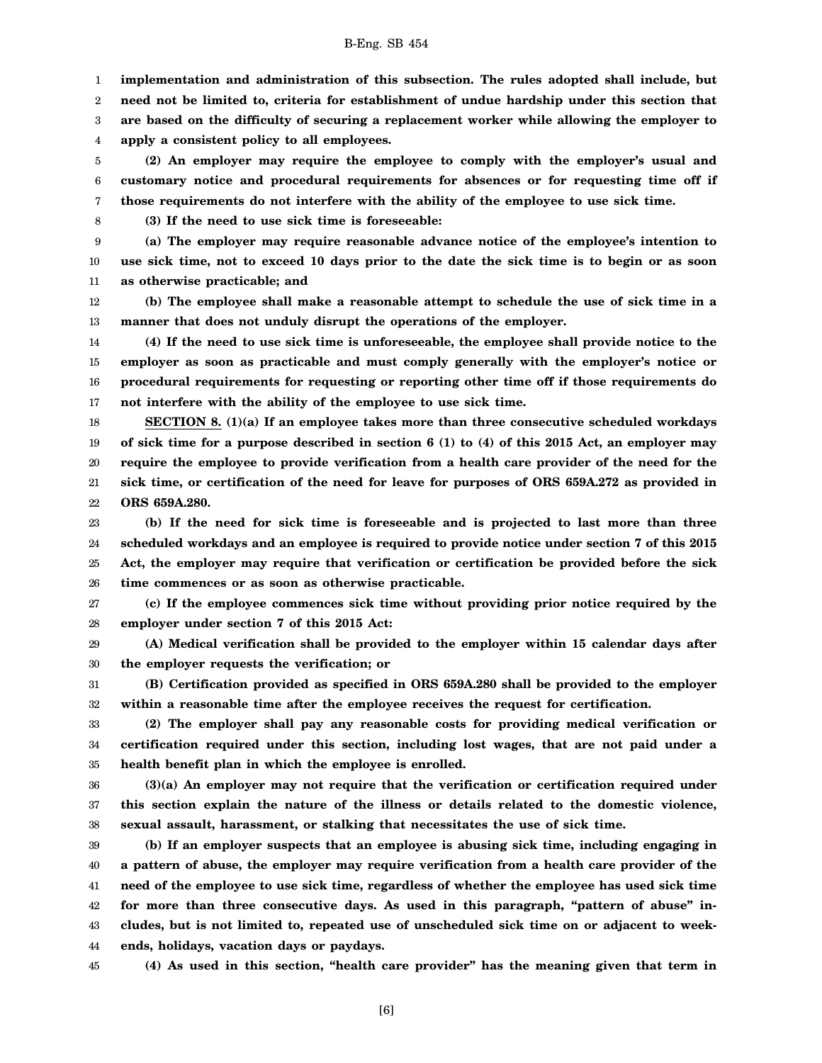**implementation and administration of this subsection. The rules adopted shall include, but need not be limited to, criteria for establishment of undue hardship under this section that are based on the difficulty of securing a replacement worker while allowing the employer to apply a consistent policy to all employees.**

**(2) An employer may require the employee to comply with the employer's usual and customary notice and procedural requirements for absences or for requesting time off if those requirements do not interfere with the ability of the employee to use sick time.**

**(3) If the need to use sick time is foreseeable:**

**(a) The employer may require reasonable advance notice of the employee's intention to use sick time, not to exceed 10 days prior to the date the sick time is to begin or as soon as otherwise practicable; and**

**(b) The employee shall make a reasonable attempt to schedule the use of sick time in a manner that does not unduly disrupt the operations of the employer.**

**(4) If the need to use sick time is unforeseeable, the employee shall provide notice to the employer as soon as practicable and must comply generally with the employer's notice or procedural requirements for requesting or reporting other time off if those requirements do not interfere with the ability of the employee to use sick time.**

**SECTION 8. (1)(a) If an employee takes more than three consecutive scheduled workdays of sick time for a purpose described in section 6 (1) to (4) of this 2015 Act, an employer may require the employee to provide verification from a health care provider of the need for the sick time, or certification of the need for leave for purposes of ORS 659A.272 as provided in ORS 659A.280.**

**(b) If the need for sick time is foreseeable and is projected to last more than three scheduled workdays and an employee is required to provide notice under section 7 of this 2015 Act, the employer may require that verification or certification be provided before the sick time commences or as soon as otherwise practicable.**

**(c) If the employee commences sick time without providing prior notice required by the employer under section 7 of this 2015 Act:**

**(A) Medical verification shall be provided to the employer within 15 calendar days after the employer requests the verification; or**

**(B) Certification provided as specified in ORS 659A.280 shall be provided to the employer within a reasonable time after the employee receives the request for certification.**

**(2) The employer shall pay any reasonable costs for providing medical verification or certification required under this section, including lost wages, that are not paid under a health benefit plan in which the employee is enrolled.**

**(3)(a) An employer may not require that the verification or certification required under this section explain the nature of the illness or details related to the domestic violence, sexual assault, harassment, or stalking that necessitates the use of sick time.**

**(b) If an employer suspects that an employee is abusing sick time, including engaging in a pattern of abuse, the employer may require verification from a health care provider of the need of the employee to use sick time, regardless of whether the employee has used sick time for more than three consecutive days. As used in this paragraph, "pattern of abuse" includes, but is not limited to, repeated use of unscheduled sick time on or adjacent to weekends, holidays, vacation days or paydays.**

**(4) As used in this section, "health care provider" has the meaning given that term in**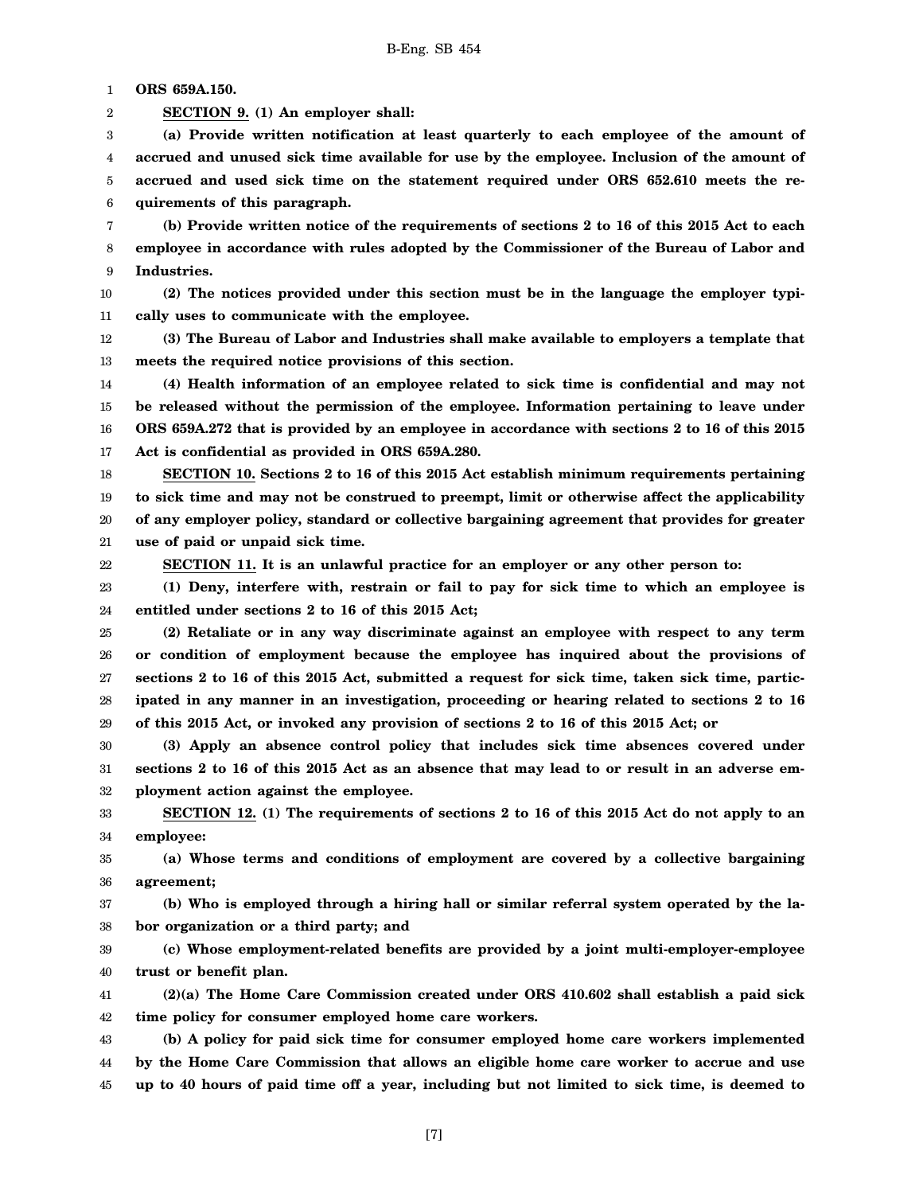**ORS 659A.150.**

**SECTION 9. (1) An employer shall:**

**(a) Provide written notification at least quarterly to each employee of the amount of accrued and unused sick time available for use by the employee. Inclusion of the amount of accrued and used sick time on the statement required under ORS 652.610 meets the requirements of this paragraph.**

**(b) Provide written notice of the requirements of sections 2 to 16 of this 2015 Act to each employee in accordance with rules adopted by the Commissioner of the Bureau of Labor and Industries.**

**(2) The notices provided under this section must be in the language the employer typically uses to communicate with the employee.**

**(3) The Bureau of Labor and Industries shall make available to employers a template that meets the required notice provisions of this section.**

**(4) Health information of an employee related to sick time is confidential and may not be released without the permission of the employee. Information pertaining to leave under ORS 659A.272 that is provided by an employee in accordance with sections 2 to 16 of this 2015 Act is confidential as provided in ORS 659A.280.**

**SECTION 10. Sections 2 to 16 of this 2015 Act establish minimum requirements pertaining to sick time and may not be construed to preempt, limit or otherwise affect the applicability of any employer policy, standard or collective bargaining agreement that provides for greater use of paid or unpaid sick time.**

**SECTION 11. It is an unlawful practice for an employer or any other person to:**

**(1) Deny, interfere with, restrain or fail to pay for sick time to which an employee is entitled under sections 2 to 16 of this 2015 Act;**

**(2) Retaliate or in any way discriminate against an employee with respect to any term or condition of employment because the employee has inquired about the provisions of sections 2 to 16 of this 2015 Act, submitted a request for sick time, taken sick time, participated in any manner in an investigation, proceeding or hearing related to sections 2 to 16 of this 2015 Act, or invoked any provision of sections 2 to 16 of this 2015 Act; or**

**(3) Apply an absence control policy that includes sick time absences covered under sections 2 to 16 of this 2015 Act as an absence that may lead to or result in an adverse employment action against the employee.**

**SECTION 12. (1) The requirements of sections 2 to 16 of this 2015 Act do not apply to an employee:**

**(a) Whose terms and conditions of employment are covered by a collective bargaining agreement;**

**(b) Who is employed through a hiring hall or similar referral system operated by the labor organization or a third party; and**

**(c) Whose employment-related benefits are provided by a joint multi-employer-employee trust or benefit plan.**

**(2)(a) The Home Care Commission created under ORS 410.602 shall establish a paid sick time policy for consumer employed home care workers.**

**(b) A policy for paid sick time for consumer employed home care workers implemented by the Home Care Commission that allows an eligible home care worker to accrue and use up to 40 hours of paid time off a year, including but not limited to sick time, is deemed to**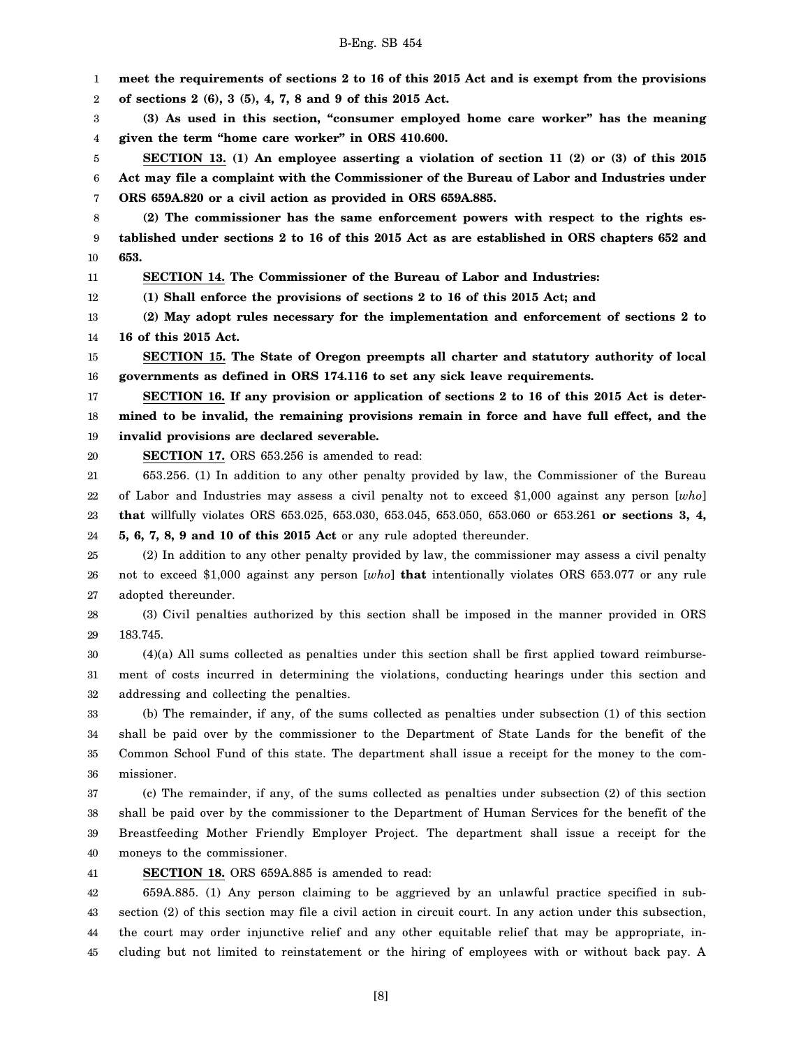**meet the requirements of sections 2 to 16 of this 2015 Act and is exempt from the provisions of sections 2 (6), 3 (5), 4, 7, 8 and 9 of this 2015 Act.**

**(3) As used in this section, "consumer employed home care worker" has the meaning given the term "home care worker" in ORS 410.600.**

**SECTION 13. (1) An employee asserting a violation of section 11 (2) or (3) of this 2015 Act may file a complaint with the Commissioner of the Bureau of Labor and Industries under ORS 659A.820 or a civil action as provided in ORS 659A.885.**

**(2) The commissioner has the same enforcement powers with respect to the rights established under sections 2 to 16 of this 2015 Act as are established in ORS chapters 652 and 653.**

**SECTION 14. The Commissioner of the Bureau of Labor and Industries:**

**(1) Shall enforce the provisions of sections 2 to 16 of this 2015 Act; and**

**(2) May adopt rules necessary for the implementation and enforcement of sections 2 to 16 of this 2015 Act.**

**SECTION 15. The State of Oregon preempts all charter and statutory authority of local governments as defined in ORS 174.116 to set any sick leave requirements.**

**SECTION 16. If any provision or application of sections 2 to 16 of this 2015 Act is determined to be invalid, the remaining provisions remain in force and have full effect, and the invalid provisions are declared severable.**

**SECTION 17.** ORS 653.256 is amended to read:

653.256. (1) In addition to any other penalty provided by law, the Commissioner of the Bureau of Labor and Industries may assess a civil penalty not to exceed $1,000 against any person [*who*] **that** willfully violates ORS 653.025, 653.030, 653.045, 653.050, 653.060 or 653.261 **or sections 3, 4, 5, 6, 7, 8, 9 and 10 of this 2015 Act** or any rule adopted thereunder.

(2) In addition to any other penalty provided by law, the commissioner may assess a civil penalty not to exceed $1,000 against any person [*who*] **that** intentionally violates ORS 653.077 or any rule adopted thereunder.

(3) Civil penalties authorized by this section shall be imposed in the manner provided in ORS 183.745.

(4)(a) All sums collected as penalties under this section shall be first applied toward reimbursement of costs incurred in determining the violations, conducting hearings under this section and addressing and collecting the penalties.

(b) The remainder, if any, of the sums collected as penalties under subsection (1) of this section shall be paid over by the commissioner to the Department of State Lands for the benefit of the Common School Fund of this state. The department shall issue a receipt for the money to the commissioner.

(c) The remainder, if any, of the sums collected as penalties under subsection (2) of this section shall be paid over by the commissioner to the Department of Human Services for the benefit of the Breastfeeding Mother Friendly Employer Project. The department shall issue a receipt for the moneys to the commissioner.

**SECTION 18.** ORS 659A.885 is amended to read:

659A.885. (1) Any person claiming to be aggrieved by an unlawful practice specified in subsection (2) of this section may file a civil action in circuit court. In any action under this subsection, the court may order injunctive relief and any other equitable relief that may be appropriate, including but not limited to reinstatement or the hiring of employees with or without back pay. A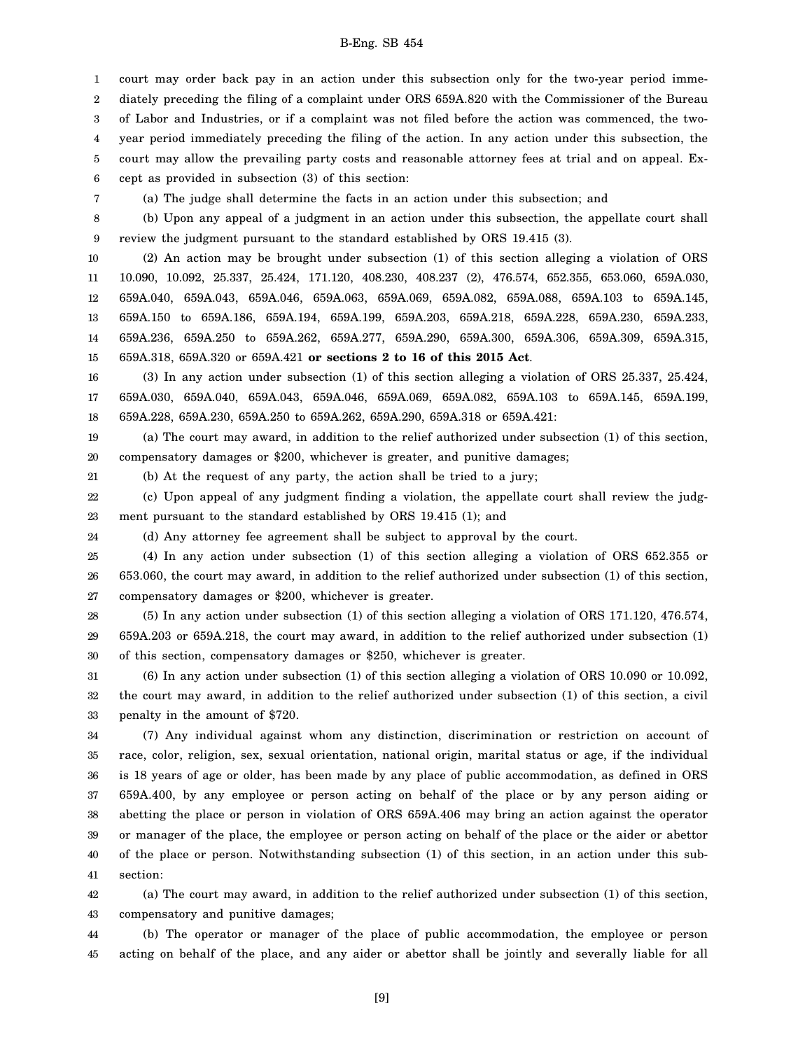court may order back pay in an action under this subsection only for the two-year period immediately preceding the filing of a complaint under ORS 659A.820 with the Commissioner of the Bureau of Labor and Industries, or if a complaint was not filed before the action was commenced, the two-year period immediately preceding the filing of the action. In any action under this subsection, the court may allow the prevailing party costs and reasonable attorney fees at trial and on appeal. Except as provided in subsection (3) of this section:

(a) The judge shall determine the facts in an action under this subsection; and

(b) Upon any appeal of a judgment in an action under this subsection, the appellate court shall review the judgment pursuant to the standard established by ORS 19.415 (3).

(2) An action may be brought under subsection (1) of this section alleging a violation of ORS 10.090, 10.092, 25.337, 25.424, 171.120, 408.230, 408.237 (2), 476.574, 652.355, 653.060, 659A.030, 659A.040, 659A.043, 659A.046, 659A.063, 659A.069, 659A.082, 659A.088, 659A.103 to 659A.145, 659A.150 to 659A.186, 659A.194, 659A.199, 659A.203, 659A.218, 659A.228, 659A.230, 659A.233, 659A.236, 659A.250 to 659A.262, 659A.277, 659A.290, 659A.300, 659A.306, 659A.309, 659A.315, 659A.318, 659A.320 or 659A.421 **or sections 2 to 16 of this 2015 Act**.

(3) In any action under subsection (1) of this section alleging a violation of ORS 25.337, 25.424, 659A.030, 659A.040, 659A.043, 659A.046, 659A.069, 659A.082, 659A.103 to 659A.145, 659A.199, 659A.228, 659A.230, 659A.250 to 659A.262, 659A.290, 659A.318 or 659A.421:

(a) The court may award, in addition to the relief authorized under subsection (1) of this section, compensatory damages or $200, whichever is greater, and punitive damages;

(b) At the request of any party, the action shall be tried to a jury;

(c) Upon appeal of any judgment finding a violation, the appellate court shall review the judgment pursuant to the standard established by ORS 19.415 (1); and

(d) Any attorney fee agreement shall be subject to approval by the court.

(4) In any action under subsection (1) of this section alleging a violation of ORS 652.355 or 653.060, the court may award, in addition to the relief authorized under subsection (1) of this section, compensatory damages or $200, whichever is greater.

(5) In any action under subsection (1) of this section alleging a violation of ORS 171.120, 476.574, 659A.203 or 659A.218, the court may award, in addition to the relief authorized under subsection (1) of this section, compensatory damages or $250, whichever is greater.

(6) In any action under subsection (1) of this section alleging a violation of ORS 10.090 or 10.092, the court may award, in addition to the relief authorized under subsection (1) of this section, a civil penalty in the amount of $720.

(7) Any individual against whom any distinction, discrimination or restriction on account of race, color, religion, sex, sexual orientation, national origin, marital status or age, if the individual is 18 years of age or older, has been made by any place of public accommodation, as defined in ORS 659A.400, by any employee or person acting on behalf of the place or by any person aiding or abetting the place or person in violation of ORS 659A.406 may bring an action against the operator or manager of the place, the employee or person acting on behalf of the place or the aider or abettor of the place or person. Notwithstanding subsection (1) of this section, in an action under this subsection:

(a) The court may award, in addition to the relief authorized under subsection (1) of this section, compensatory and punitive damages;

(b) The operator or manager of the place of public accommodation, the employee or person acting on behalf of the place, and any aider or abettor shall be jointly and severally liable for all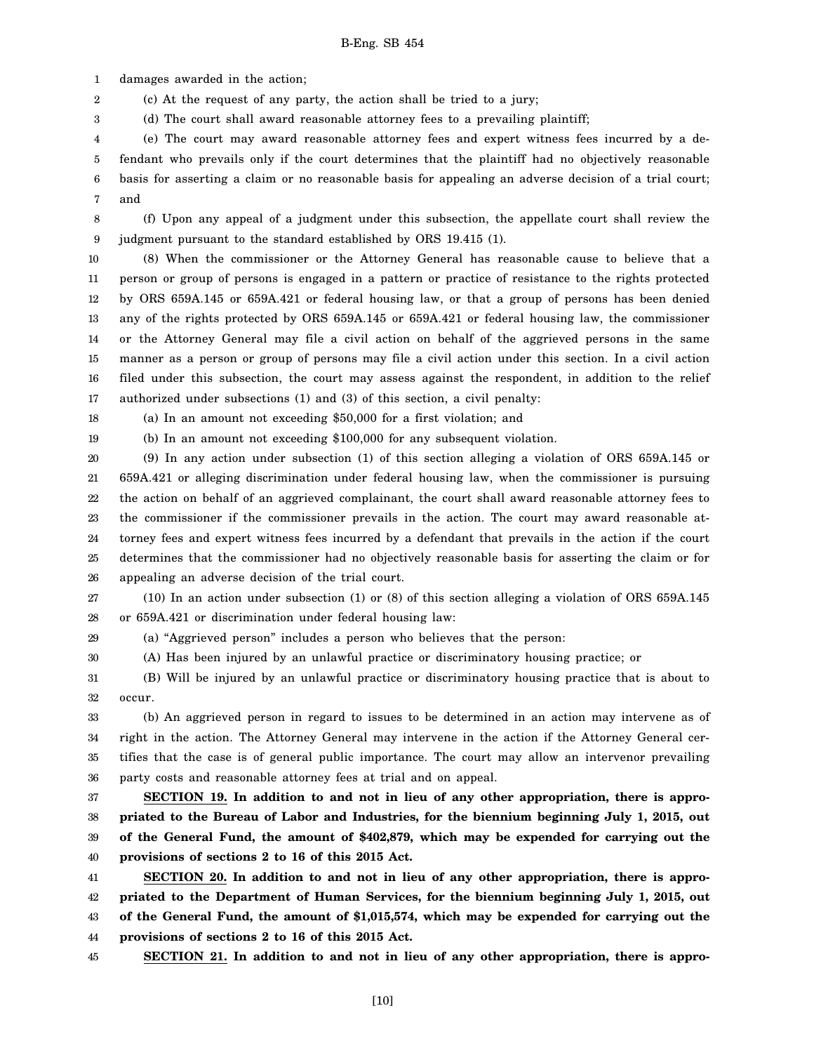damages awarded in the action;

(c) At the request of any party, the action shall be tried to a jury;

(d) The court shall award reasonable attorney fees to a prevailing plaintiff;

(e) The court may award reasonable attorney fees and expert witness fees incurred by a defendant who prevails only if the court determines that the plaintiff had no objectively reasonable basis for asserting a claim or no reasonable basis for appealing an adverse decision of a trial court; and

(f) Upon any appeal of a judgment under this subsection, the appellate court shall review the judgment pursuant to the standard established by ORS 19.415 (1).

(8) When the commissioner or the Attorney General has reasonable cause to believe that a person or group of persons is engaged in a pattern or practice of resistance to the rights protected by ORS 659A.145 or 659A.421 or federal housing law, or that a group of persons has been denied any of the rights protected by ORS 659A.145 or 659A.421 or federal housing law, the commissioner or the Attorney General may file a civil action on behalf of the aggrieved persons in the same manner as a person or group of persons may file a civil action under this section. In a civil action filed under this subsection, the court may assess against the respondent, in addition to the relief authorized under subsections (1) and (3) of this section, a civil penalty:

(a) In an amount not exceeding $50,000 for a first violation; and

(b) In an amount not exceeding $100,000 for any subsequent violation.

(9) In any action under subsection (1) of this section alleging a violation of ORS 659A.145 or 659A.421 or alleging discrimination under federal housing law, when the commissioner is pursuing the action on behalf of an aggrieved complainant, the court shall award reasonable attorney fees to the commissioner if the commissioner prevails in the action. The court may award reasonable attorney fees and expert witness fees incurred by a defendant that prevails in the action if the court determines that the commissioner had no objectively reasonable basis for asserting the claim or for appealing an adverse decision of the trial court.

(10) In an action under subsection (1) or (8) of this section alleging a violation of ORS 659A.145 or 659A.421 or discrimination under federal housing law:

(a) "Aggrieved person" includes a person who believes that the person:

(A) Has been injured by an unlawful practice or discriminatory housing practice; or

(B) Will be injured by an unlawful practice or discriminatory housing practice that is about to occur.

(b) An aggrieved person in regard to issues to be determined in an action may intervene as of right in the action. The Attorney General may intervene in the action if the Attorney General certifies that the case is of general public importance. The court may allow an intervenor prevailing party costs and reasonable attorney fees at trial and on appeal.

**SECTION 19. In addition to and not in lieu of any other appropriation, there is appropriated to the Bureau of Labor and Industries, for the biennium beginning July 1, 2015, out of the General Fund, the amount of $402,879, which may be expended for carrying out the provisions of sections 2 to 16 of this 2015 Act.**

**SECTION 20. In addition to and not in lieu of any other appropriation, there is appropriated to the Department of Human Services, for the biennium beginning July 1, 2015, out of the General Fund, the amount of $1,015,574, which may be expended for carrying out the provisions of sections 2 to 16 of this 2015 Act.**

**SECTION 21. In addition to and not in lieu of any other appropriation, there is appro-**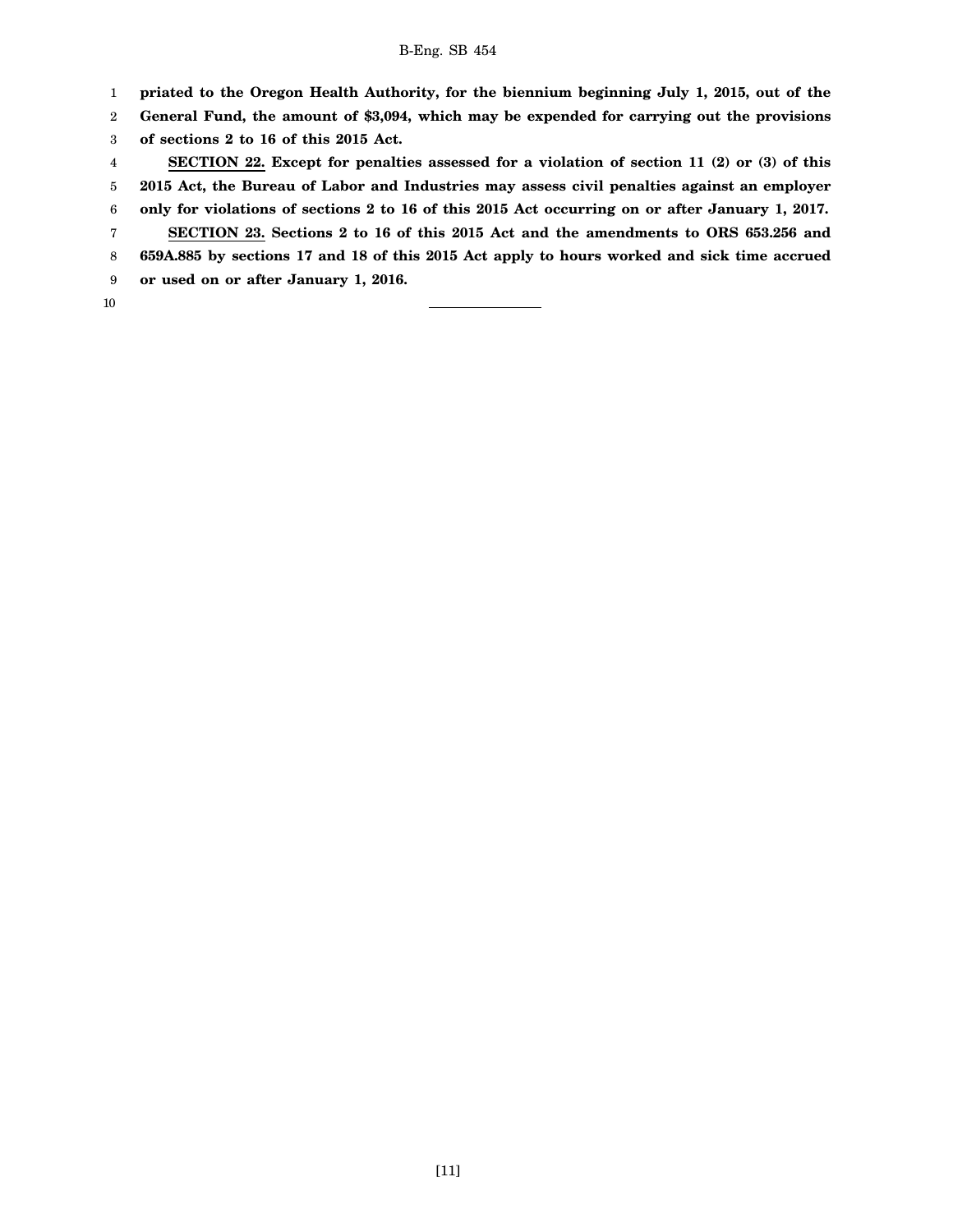**priated to the Oregon Health Authority, for the biennium beginning July 1, 2015, out of the General Fund, the amount of $3,094, which may be expended for carrying out the provisions of sections 2 to 16 of this 2015 Act.**

**SECTION 22. Except for penalties assessed for a violation of section 11 (2) or (3) of this 2015 Act, the Bureau of Labor and Industries may assess civil penalties against an employer only for violations of sections 2 to 16 of this 2015 Act occurring on or after January 1, 2017.**

**SECTION 23. Sections 2 to 16 of this 2015 Act and the amendments to ORS 653.256 and 659A.885 by sections 17 and 18 of this 2015 Act apply to hours worked and sick time accrued or used on or after January 1, 2016.**